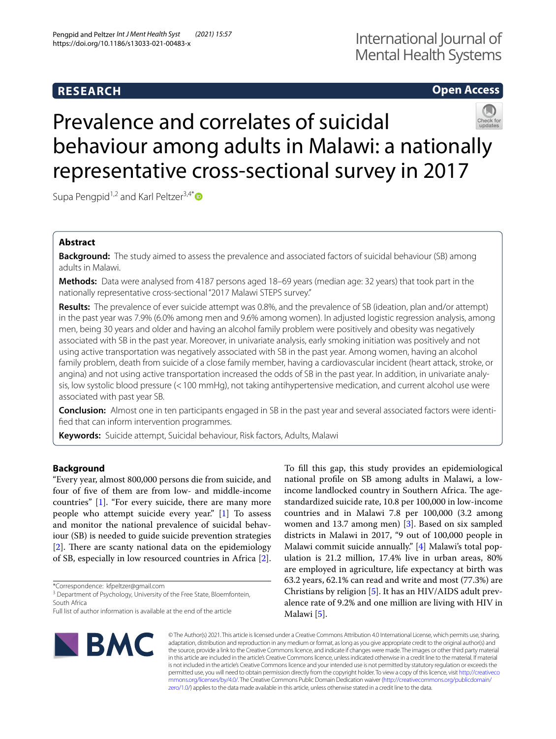RESEARCH

Open Access

# Prevalence and correlates of suicidal behaviour among adults in Malawi: a nationally representative cross-sectional survey in 2017

Supa Pengpid[1,2] and Karl Peltzer[3,4*]

## Abstract

**Background:** The study aimed to assess the prevalence and associated factors of suicidal behaviour (SB) among adults in Malawi.

**Methods:** Data were analysed from 4187 persons aged 18–69 years (median age: 32 years) that took part in the nationally representative cross-sectional "2017 Malawi STEPS survey."

**Results:** The prevalence of ever suicide attempt was 0.8%, and the prevalence of SB (ideation, plan and/or attempt) in the past year was 7.9% (6.0% among men and 9.6% among women). In adjusted logistic regression analysis, among men, being 30 years and older and having an alcohol family problem were positively and obesity was negatively associated with SB in the past year. Moreover, in univariate analysis, early smoking initiation was positively and not using active transportation was negatively associated with SB in the past year. Among women, having an alcohol family problem, death from suicide of a close family member, having a cardiovascular incident (heart attack, stroke, or angina) and not using active transportation increased the odds of SB in the past year. In addition, in univariate analysis, low systolic blood pressure (< 100 mmHg), not taking antihypertensive medication, and current alcohol use were associated with past year SB.

**Conclusion:** Almost one in ten participants engaged in SB in the past year and several associated factors were identified that can inform intervention programmes.

**Keywords:** Suicide attempt, Suicidal behaviour, Risk factors, Adults, Malawi

## Background

"Every year, almost 800,000 persons die from suicide, and four of five of them are from low- and middle-income countries" [1]. "For every suicide, there are many more people who attempt suicide every year." [1] To assess and monitor the national prevalence of suicidal behaviour (SB) is needed to guide suicide prevention strategies [2]. There are scanty national data on the epidemiology of SB, especially in low resourced countries in Africa [2]. To fill this gap, this study provides an epidemiological national profile on SB among adults in Malawi, a low-income landlocked country in Southern Africa. The age-standardized suicide rate, 10.8 per 100,000 in low-income countries and in Malawi 7.8 per 100,000 (3.2 among women and 13.7 among men) [3]. Based on six sampled districts in Malawi in 2017, "9 out of 100,000 people in Malawi commit suicide annually." [4] Malawi's total population is 21.2 million, 17.4% live in urban areas, 80% are employed in agriculture, life expectancy at birth was 63.2 years, 62.1% can read and write and most (77.3%) are Christians by religion [5]. It has an HIV/AIDS adult prevalence rate of 9.2% and one million are living with HIV in Malawi [5].

*Correspondence: kfpeltzer@gmail.com
[3] Department of Psychology, University of the Free State, Bloemfontein, South Africa
Full list of author information is available at the end of the article

© The Author(s) 2021. This article is licensed under a Creative Commons Attribution 4.0 International License, which permits use, sharing, adaptation, distribution and reproduction in any medium or format, as long as you give appropriate credit to the original author(s) and the source, provide a link to the Creative Commons licence, and indicate if changes were made. The images or other third party material in this article are included in the article's Creative Commons licence, unless indicated otherwise in a credit line to the material. If material is not included in the article's Creative Commons licence and your intended use is not permitted by statutory regulation or exceeds the permitted use, you will need to obtain permission directly from the copyright holder. To view a copy of this licence, visit http://creativecommons.org/licenses/by/4.0/. The Creative Commons Public Domain Dedication waiver (http://creativecommons.org/publicdomain/zero/1.0/) applies to the data made available in this article, unless otherwise stated in a credit line to the data.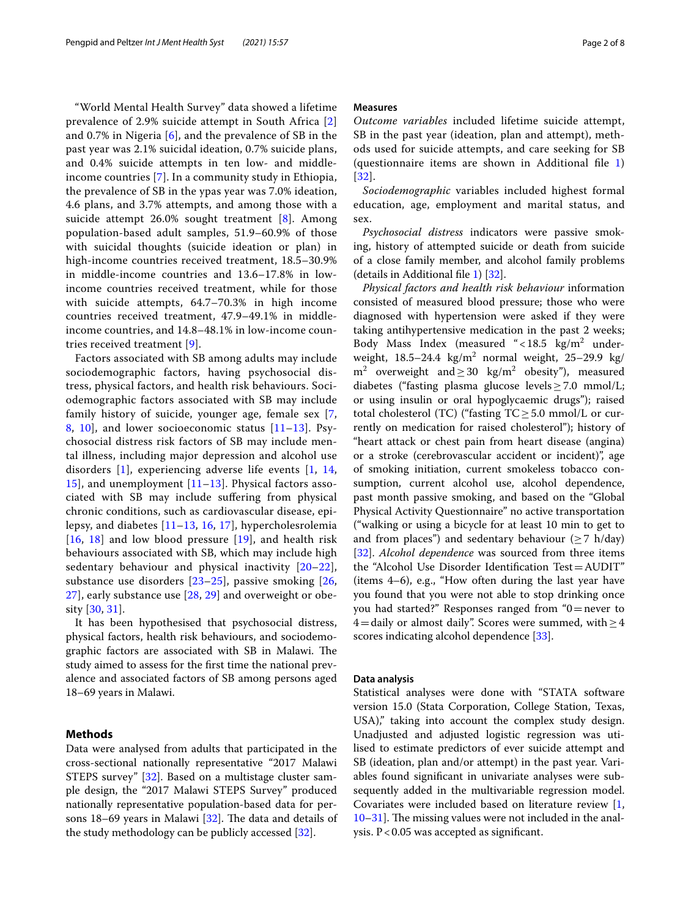"World Mental Health Survey" data showed a lifetime prevalence of 2.9% suicide attempt in South Africa [2] and 0.7% in Nigeria [6], and the prevalence of SB in the past year was 2.1% suicidal ideation, 0.7% suicide plans, and 0.4% suicide attempts in ten low- and middle-income countries [7]. In a community study in Ethiopia, the prevalence of SB in the ypas year was 7.0% ideation, 4.6 plans, and 3.7% attempts, and among those with a suicide attempt 26.0% sought treatment [8]. Among population-based adult samples, 51.9–60.9% of those with suicidal thoughts (suicide ideation or plan) in high-income countries received treatment, 18.5–30.9% in middle-income countries and 13.6–17.8% in low-income countries received treatment, while for those with suicide attempts, 64.7–70.3% in high income countries received treatment, 47.9–49.1% in middle-income countries, and 14.8–48.1% in low-income countries received treatment [9].

Factors associated with SB among adults may include sociodemographic factors, having psychosocial distress, physical factors, and health risk behaviours. Sociodemographic factors associated with SB may include family history of suicide, younger age, female sex [7, 8, 10], and lower socioeconomic status [11–13]. Psychosocial distress risk factors of SB may include mental illness, including major depression and alcohol use disorders [1], experiencing adverse life events [1, 14, 15], and unemployment [11–13]. Physical factors associated with SB may include suffering from physical chronic conditions, such as cardiovascular disease, epilepsy, and diabetes [11–13, 16, 17], hypercholesrolemia [16, 18] and low blood pressure [19], and health risk behaviours associated with SB, which may include high sedentary behaviour and physical inactivity [20–22], substance use disorders [23–25], passive smoking [26, 27], early substance use [28, 29] and overweight or obesity [30, 31].

It has been hypothesised that psychosocial distress, physical factors, health risk behaviours, and sociodemographic factors are associated with SB in Malawi. The study aimed to assess for the first time the national prevalence and associated factors of SB among persons aged 18–69 years in Malawi.

## Methods

Data were analysed from adults that participated in the cross-sectional nationally representative "2017 Malawi STEPS survey" [32]. Based on a multistage cluster sample design, the "2017 Malawi STEPS Survey" produced nationally representative population-based data for persons 18–69 years in Malawi [32]. The data and details of the study methodology can be publicly accessed [32].

### Measures

*Outcome variables* included lifetime suicide attempt, SB in the past year (ideation, plan and attempt), methods used for suicide attempts, and care seeking for SB (questionnaire items are shown in Additional file 1) [32].

*Sociodemographic* variables included highest formal education, age, employment and marital status, and sex.

*Psychosocial distress* indicators were passive smoking, history of attempted suicide or death from suicide of a close family member, and alcohol family problems (details in Additional file 1) [32].

*Physical factors and health risk behaviour* information consisted of measured blood pressure; those who were diagnosed with hypertension were asked if they were taking antihypertensive medication in the past 2 weeks; Body Mass Index (measured "$<18.5$ kg/m$^2$ underweight, 18.5–24.4 kg/m$^2$ normal weight, 25–29.9 kg/m$^2$ overweight and $\geq 30$ kg/m$^2$ obesity"), measured diabetes ("fasting plasma glucose levels $\geq 7.0$ mmol/L; or using insulin or oral hypoglycaemic drugs"); raised total cholesterol (TC) ("fasting TC $\geq 5.0$ mmol/L or currently on medication for raised cholesterol"); history of "heart attack or chest pain from heart disease (angina) or a stroke (cerebrovascular accident or incident)", age of smoking initiation, current smokeless tobacco consumption, current alcohol use, alcohol dependence, past month passive smoking, and based on the "Global Physical Activity Questionnaire" no active transportation ("walking or using a bicycle for at least 10 min to get to and from places") and sedentary behaviour ($\geq 7$ h/day) [32]. *Alcohol dependence* was sourced from three items the "Alcohol Use Disorder Identification Test = AUDIT" (items 4–6), e.g., "How often during the last year have you found that you were not able to stop drinking once you had started?" Responses ranged from "0 = never to 4 = daily or almost daily". Scores were summed, with $\geq 4$ scores indicating alcohol dependence [33].

### Data analysis

Statistical analyses were done with "STATA software version 15.0 (Stata Corporation, College Station, Texas, USA)," taking into account the complex study design. Unadjusted and adjusted logistic regression was utilised to estimate predictors of ever suicide attempt and SB (ideation, plan and/or attempt) in the past year. Variables found significant in univariate analyses were subsequently added in the multivariable regression model. Covariates were included based on literature review [1, 10–31]. The missing values were not included in the analysis. $P<0.05$ was accepted as significant.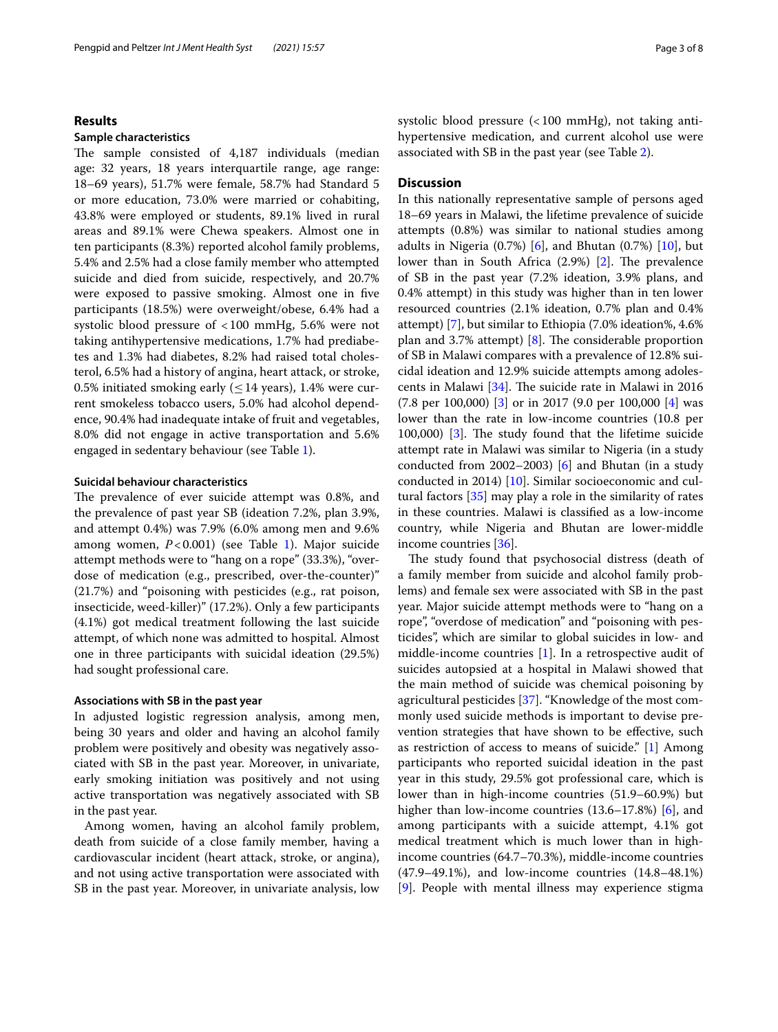## Results

### Sample characteristics

The sample consisted of 4,187 individuals (median age: 32 years, 18 years interquartile range, age range: 18–69 years), 51.7% were female, 58.7% had Standard 5 or more education, 73.0% were married or cohabiting, 43.8% were employed or students, 89.1% lived in rural areas and 89.1% were Chewa speakers. Almost one in ten participants (8.3%) reported alcohol family problems, 5.4% and 2.5% had a close family member who attempted suicide and died from suicide, respectively, and 20.7% were exposed to passive smoking. Almost one in five participants (18.5%) were overweight/obese, 6.4% had a systolic blood pressure of <100 mmHg, 5.6% were not taking antihypertensive medications, 1.7% had prediabetes and 1.3% had diabetes, 8.2% had raised total cholesterol, 6.5% had a history of angina, heart attack, or stroke, 0.5% initiated smoking early (≤14 years), 1.4% were current smokeless tobacco users, 5.0% had alcohol dependence, 90.4% had inadequate intake of fruit and vegetables, 8.0% did not engage in active transportation and 5.6% engaged in sedentary behaviour (see Table 1).

### Suicidal behaviour characteristics

The prevalence of ever suicide attempt was 0.8%, and the prevalence of past year SB (ideation 7.2%, plan 3.9%, and attempt 0.4%) was 7.9% (6.0% among men and 9.6% among women, $P<0.001$) (see Table 1). Major suicide attempt methods were to "hang on a rope" (33.3%), "overdose of medication (e.g., prescribed, over-the-counter)" (21.7%) and "poisoning with pesticides (e.g., rat poison, insecticide, weed-killer)" (17.2%). Only a few participants (4.1%) got medical treatment following the last suicide attempt, of which none was admitted to hospital. Almost one in three participants with suicidal ideation (29.5%) had sought professional care.

### Associations with SB in the past year

In adjusted logistic regression analysis, among men, being 30 years and older and having an alcohol family problem were positively and obesity was negatively associated with SB in the past year. Moreover, in univariate, early smoking initiation was positively and not using active transportation was negatively associated with SB in the past year.

Among women, having an alcohol family problem, death from suicide of a close family member, having a cardiovascular incident (heart attack, stroke, or angina), and not using active transportation were associated with SB in the past year. Moreover, in univariate analysis, low systolic blood pressure (<100 mmHg), not taking antihypertensive medication, and current alcohol use were associated with SB in the past year (see Table 2).

## Discussion

In this nationally representative sample of persons aged 18–69 years in Malawi, the lifetime prevalence of suicide attempts (0.8%) was similar to national studies among adults in Nigeria (0.7%) [6], and Bhutan (0.7%) [10], but lower than in South Africa (2.9%) [2]. The prevalence of SB in the past year (7.2% ideation, 3.9% plans, and 0.4% attempt) in this study was higher than in ten lower resourced countries (2.1% ideation, 0.7% plan and 0.4% attempt) [7], but similar to Ethiopia (7.0% ideation%, 4.6% plan and 3.7% attempt) [8]. The considerable proportion of SB in Malawi compares with a prevalence of 12.8% suicidal ideation and 12.9% suicide attempts among adolescents in Malawi [34]. The suicide rate in Malawi in 2016 (7.8 per 100,000) [3] or in 2017 (9.0 per 100,000 [4] was lower than the rate in low-income countries (10.8 per 100,000) [3]. The study found that the lifetime suicide attempt rate in Malawi was similar to Nigeria (in a study conducted from 2002–2003) [6] and Bhutan (in a study conducted in 2014) [10]. Similar socioeconomic and cultural factors [35] may play a role in the similarity of rates in these countries. Malawi is classified as a low-income country, while Nigeria and Bhutan are lower-middle income countries [36].

The study found that psychosocial distress (death of a family member from suicide and alcohol family problems) and female sex were associated with SB in the past year. Major suicide attempt methods were to "hang on a rope", "overdose of medication" and "poisoning with pesticides", which are similar to global suicides in low- and middle-income countries [1]. In a retrospective audit of suicides autopsied at a hospital in Malawi showed that the main method of suicide was chemical poisoning by agricultural pesticides [37]. "Knowledge of the most commonly used suicide methods is important to devise prevention strategies that have shown to be effective, such as restriction of access to means of suicide." [1] Among participants who reported suicidal ideation in the past year in this study, 29.5% got professional care, which is lower than in high-income countries (51.9–60.9%) but higher than low-income countries (13.6–17.8%) [6], and among participants with a suicide attempt, 4.1% got medical treatment which is much lower than in high-income countries (64.7–70.3%), middle-income countries (47.9–49.1%), and low-income countries (14.8–48.1%) [9]. People with mental illness may experience stigma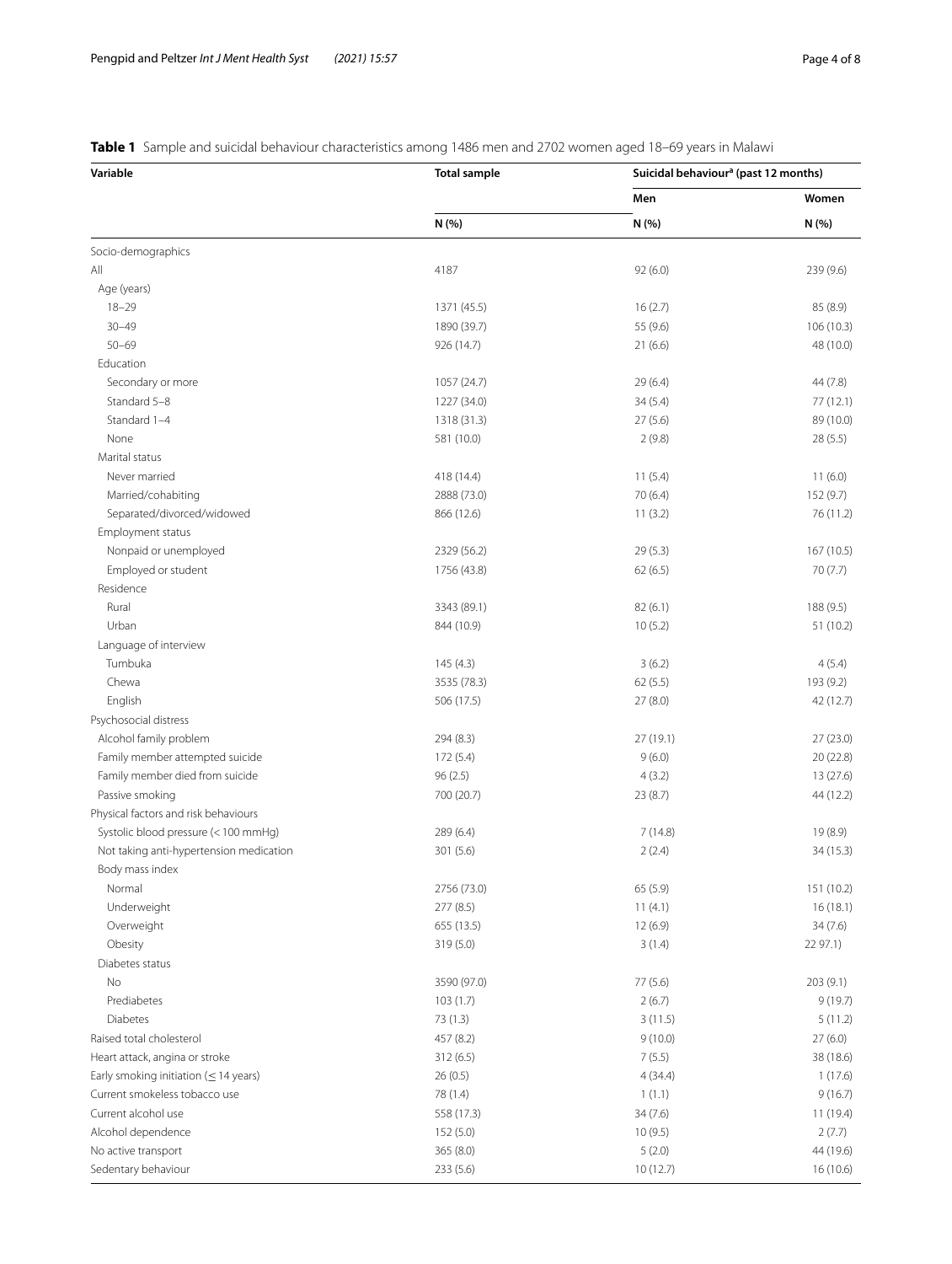**Table 1** Sample and suicidal behaviour characteristics among 1486 men and 2702 women aged 18–69 years in Malawi

| Variable | Total sample | Suicidal behaviour[a] (past 12 months) | |
|---|---|---|---|
| | | Men | Women |
| | N (%) | N (%) | N (%) |
| Socio-demographics | | | |
| All | 4187 | 92 (6.0) | 239 (9.6) |
| Age (years) | | | |
| 18–29 | 1371 (45.5) | 16 (2.7) | 85 (8.9) |
| 30–49 | 1890 (39.7) | 55 (9.6) | 106 (10.3) |
| 50–69 | 926 (14.7) | 21 (6.6) | 48 (10.0) |
| Education | | | |
| Secondary or more | 1057 (24.7) | 29 (6.4) | 44 (7.8) |
| Standard 5–8 | 1227 (34.0) | 34 (5.4) | 77 (12.1) |
| Standard 1–4 | 1318 (31.3) | 27 (5.6) | 89 (10.0) |
| None | 581 (10.0) | 2 (9.8) | 28 (5.5) |
| Marital status | | | |
| Never married | 418 (14.4) | 11 (5.4) | 11 (6.0) |
| Married/cohabiting | 2888 (73.0) | 70 (6.4) | 152 (9.7) |
| Separated/divorced/widowed | 866 (12.6) | 11 (3.2) | 76 (11.2) |
| Employment status | | | |
| Nonpaid or unemployed | 2329 (56.2) | 29 (5.3) | 167 (10.5) |
| Employed or student | 1756 (43.8) | 62 (6.5) | 70 (7.7) |
| Residence | | | |
| Rural | 3343 (89.1) | 82 (6.1) | 188 (9.5) |
| Urban | 844 (10.9) | 10 (5.2) | 51 (10.2) |
| Language of interview | | | |
| Tumbuka | 145 (4.3) | 3 (6.2) | 4 (5.4) |
| Chewa | 3535 (78.3) | 62 (5.5) | 193 (9.2) |
| English | 506 (17.5) | 27 (8.0) | 42 (12.7) |
| Psychosocial distress | | | |
| Alcohol family problem | 294 (8.3) | 27 (19.1) | 27 (23.0) |
| Family member attempted suicide | 172 (5.4) | 9 (6.0) | 20 (22.8) |
| Family member died from suicide | 96 (2.5) | 4 (3.2) | 13 (27.6) |
| Passive smoking | 700 (20.7) | 23 (8.7) | 44 (12.2) |
| Physical factors and risk behaviours | | | |
| Systolic blood pressure (< 100 mmHg) | 289 (6.4) | 7 (14.8) | 19 (8.9) |
| Not taking anti-hypertension medication | 301 (5.6) | 2 (2.4) | 34 (15.3) |
| Body mass index | | | |
| Normal | 2756 (73.0) | 65 (5.9) | 151 (10.2) |
| Underweight | 277 (8.5) | 11 (4.1) | 16 (18.1) |
| Overweight | 655 (13.5) | 12 (6.9) | 34 (7.6) |
| Obesity | 319 (5.0) | 3 (1.4) | 22 97.1) |
| Diabetes status | | | |
| No | 3590 (97.0) | 77 (5.6) | 203 (9.1) |
| Prediabetes | 103 (1.7) | 2 (6.7) | 9 (19.7) |
| Diabetes | 73 (1.3) | 3 (11.5) | 5 (11.2) |
| Raised total cholesterol | 457 (8.2) | 9 (10.0) | 27 (6.0) |
| Heart attack, angina or stroke | 312 (6.5) | 7 (5.5) | 38 (18.6) |
| Early smoking initiation (≤ 14 years) | 26 (0.5) | 4 (34.4) | 1 (17.6) |
| Current smokeless tobacco use | 78 (1.4) | 1 (1.1) | 9 (16.7) |
| Current alcohol use | 558 (17.3) | 34 (7.6) | 11 (19.4) |
| Alcohol dependence | 152 (5.0) | 10 (9.5) | 2 (7.7) |
| No active transport | 365 (8.0) | 5 (2.0) | 44 (19.6) |
| Sedentary behaviour | 233 (5.6) | 10 (12.7) | 16 (10.6) |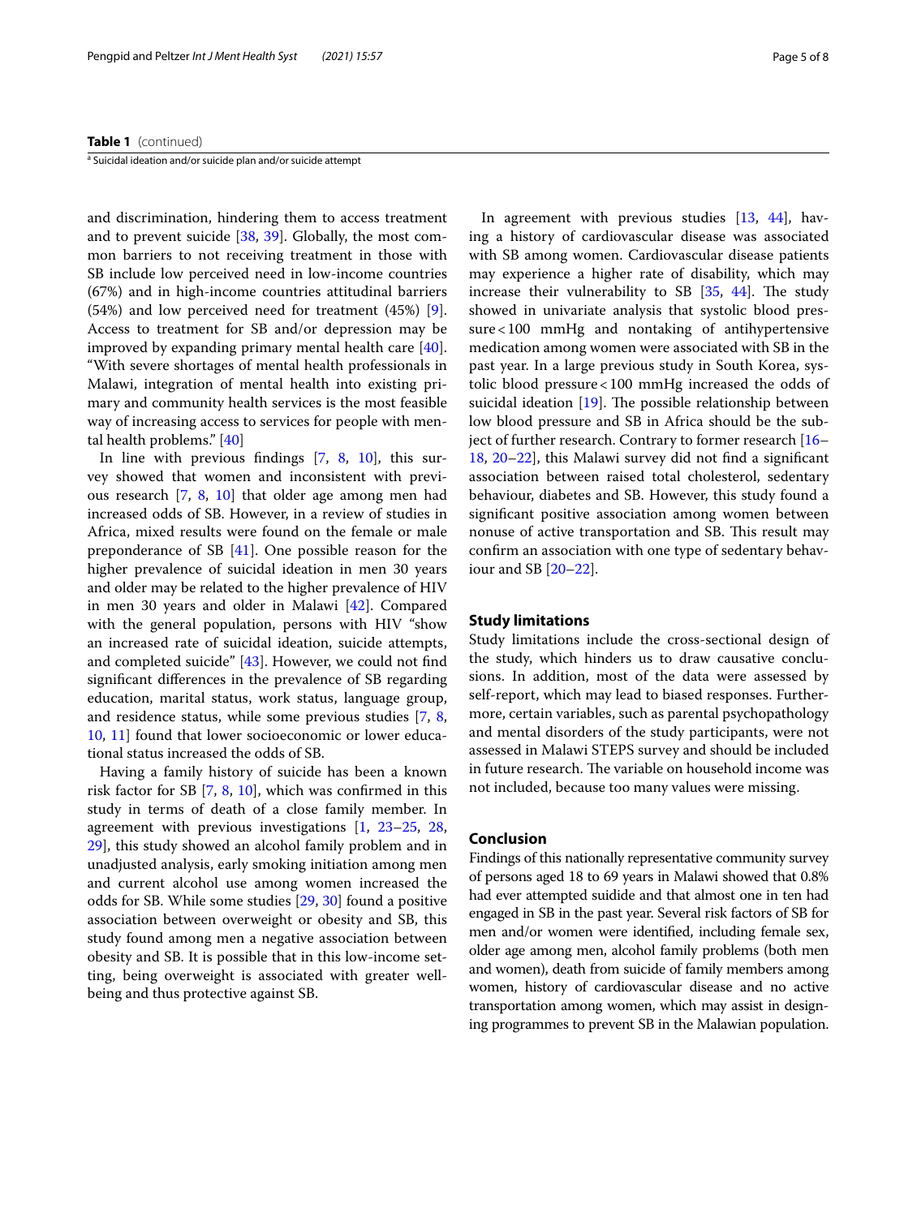**Table 1** (continued)

[a] Suicidal ideation and/or suicide plan and/or suicide attempt

and discrimination, hindering them to access treatment and to prevent suicide [38, 39]. Globally, the most common barriers to not receiving treatment in those with SB include low perceived need in low-income countries (67%) and in high-income countries attitudinal barriers (54%) and low perceived need for treatment (45%) [9]. Access to treatment for SB and/or depression may be improved by expanding primary mental health care [40]. "With severe shortages of mental health professionals in Malawi, integration of mental health into existing primary and community health services is the most feasible way of increasing access to services for people with mental health problems." [40]

In line with previous findings [7, 8, 10], this survey showed that women and inconsistent with previous research [7, 8, 10] that older age among men had increased odds of SB. However, in a review of studies in Africa, mixed results were found on the female or male preponderance of SB [41]. One possible reason for the higher prevalence of suicidal ideation in men 30 years and older may be related to the higher prevalence of HIV in men 30 years and older in Malawi [42]. Compared with the general population, persons with HIV "show an increased rate of suicidal ideation, suicide attempts, and completed suicide" [43]. However, we could not find significant differences in the prevalence of SB regarding education, marital status, work status, language group, and residence status, while some previous studies [7, 8, 10, 11] found that lower socioeconomic or lower educational status increased the odds of SB.

Having a family history of suicide has been a known risk factor for SB [7, 8, 10], which was confirmed in this study in terms of death of a close family member. In agreement with previous investigations [1, 23–25, 28, 29], this study showed an alcohol family problem and in unadjusted analysis, early smoking initiation among men and current alcohol use among women increased the odds for SB. While some studies [29, 30] found a positive association between overweight or obesity and SB, this study found among men a negative association between obesity and SB. It is possible that in this low-income setting, being overweight is associated with greater well-being and thus protective against SB.

In agreement with previous studies [13, 44], having a history of cardiovascular disease was associated with SB among women. Cardiovascular disease patients may experience a higher rate of disability, which may increase their vulnerability to SB [35, 44]. The study showed in univariate analysis that systolic blood pressure < 100 mmHg and nontaking of antihypertensive medication among women were associated with SB in the past year. In a large previous study in South Korea, systolic blood pressure < 100 mmHg increased the odds of suicidal ideation [19]. The possible relationship between low blood pressure and SB in Africa should be the subject of further research. Contrary to former research [16–18, 20–22], this Malawi survey did not find a significant association between raised total cholesterol, sedentary behaviour, diabetes and SB. However, this study found a significant positive association among women between nonuse of active transportation and SB. This result may confirm an association with one type of sedentary behaviour and SB [20–22].

## Study limitations

Study limitations include the cross-sectional design of the study, which hinders us to draw causative conclusions. In addition, most of the data were assessed by self-report, which may lead to biased responses. Furthermore, certain variables, such as parental psychopathology and mental disorders of the study participants, were not assessed in Malawi STEPS survey and should be included in future research. The variable on household income was not included, because too many values were missing.

## Conclusion

Findings of this nationally representative community survey of persons aged 18 to 69 years in Malawi showed that 0.8% had ever attempted suidide and that almost one in ten had engaged in SB in the past year. Several risk factors of SB for men and/or women were identified, including female sex, older age among men, alcohol family problems (both men and women), death from suicide of family members among women, history of cardiovascular disease and no active transportation among women, which may assist in designing programmes to prevent SB in the Malawian population.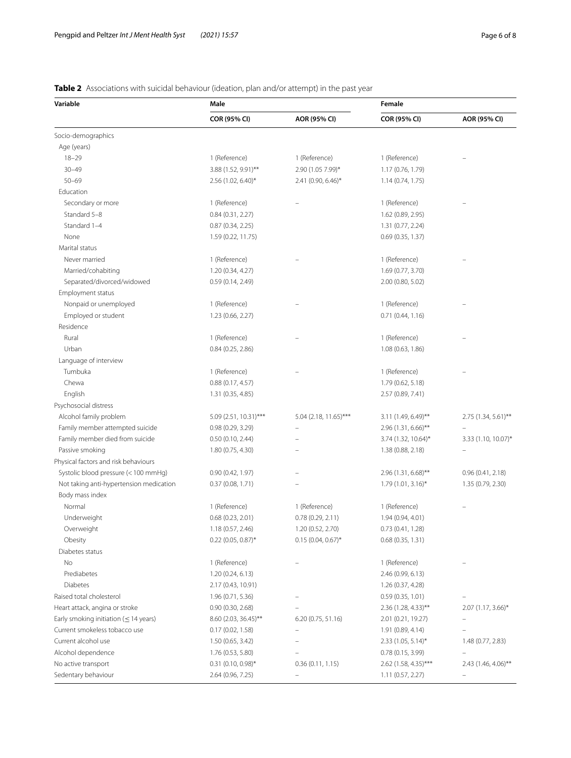**Table 2** Associations with suicidal behaviour (ideation, plan and/or attempt) in the past year

| Variable | Male | | Female | |
|---|---|---|---|---|
| | **COR (95% CI)** | **AOR (95% CI)** | **COR (95% CI)** | **AOR (95% CI)** |
| Socio-demographics | | | | |
| Age (years) | | | | |
| 18–29 | 1 (Reference) | 1 (Reference) | 1 (Reference) | – |
| 30–49 | 3.88 (1.52, 9.91)** | 2.90 (1.05 7.99)* | 1.17 (0.76, 1.79) | |
| 50–69 | 2.56 (1.02, 6.40)* | 2.41 (0.90, 6.46)* | 1.14 (0.74, 1.75) | |
| Education | | | | |
| Secondary or more | 1 (Reference) | – | 1 (Reference) | – |
| Standard 5–8 | 0.84 (0.31, 2.27) | | 1.62 (0.89, 2.95) | |
| Standard 1–4 | 0.87 (0.34, 2.25) | | 1.31 (0.77, 2.24) | |
| None | 1.59 (0.22, 11.75) | | 0.69 (0.35, 1.37) | |
| Marital status | | | | |
| Never married | 1 (Reference) | – | 1 (Reference) | – |
| Married/cohabiting | 1.20 (0.34, 4.27) | | 1.69 (0.77, 3.70) | |
| Separated/divorced/widowed | 0.59 (0.14, 2.49) | | 2.00 (0.80, 5.02) | |
| Employment status | | | | |
| Nonpaid or unemployed | 1 (Reference) | – | 1 (Reference) | – |
| Employed or student | 1.23 (0.66, 2.27) | | 0.71 (0.44, 1.16) | |
| Residence | | | | |
| Rural | 1 (Reference) | – | 1 (Reference) | – |
| Urban | 0.84 (0.25, 2.86) | | 1.08 (0.63, 1.86) | |
| Language of interview | | | | |
| Tumbuka | 1 (Reference) | – | 1 (Reference) | – |
| Chewa | 0.88 (0.17, 4.57) | | 1.79 (0.62, 5.18) | |
| English | 1.31 (0.35, 4.85) | | 2.57 (0.89, 7.41) | |
| Psychosocial distress | | | | |
| Alcohol family problem | 5.09 (2.51, 10.31)*** | 5.04 (2.18, 11.65)*** | 3.11 (1.49, 6.49)** | 2.75 (1.34, 5.61)** |
| Family member attempted suicide | 0.98 (0.29, 3.29) | – | 2.96 (1.31, 6.66)** | – |
| Family member died from suicide | 0.50 (0.10, 2.44) | – | 3.74 (1.32, 10.64)* | 3.33 (1.10, 10.07)* |
| Passive smoking | 1.80 (0.75, 4.30) | – | 1.38 (0.88, 2.18) | – |
| Physical factors and risk behaviours | | | | |
| Systolic blood pressure (< 100 mmHg) | 0.90 (0.42, 1.97) | – | 2.96 (1.31, 6.68)** | 0.96 (0.41, 2.18) |
| Not taking anti-hypertension medication | 0.37 (0.08, 1.71) | – | 1.79 (1.01, 3.16)* | 1.35 (0.79, 2.30) |
| Body mass index | | | | |
| Normal | 1 (Reference) | 1 (Reference) | 1 (Reference) | – |
| Underweight | 0.68 (0.23, 2.01) | 0.78 (0.29, 2.11) | 1.94 (0.94, 4.01) | |
| Overweight | 1.18 (0.57, 2.46) | 1.20 (0.52, 2.70) | 0.73 (0.41, 1.28) | |
| Obesity | 0.22 (0.05, 0.87)* | 0.15 (0.04, 0.67)* | 0.68 (0.35, 1.31) | |
| Diabetes status | | | | |
| No | 1 (Reference) | – | 1 (Reference) | – |
| Prediabetes | 1.20 (0.24, 6.13) | | 2.46 (0.99, 6.13) | |
| Diabetes | 2.17 (0.43, 10.91) | | 1.26 (0.37, 4.28) | |
| Raised total cholesterol | 1.96 (0.71, 5.36) | – | 0.59 (0.35, 1.01) | – |
| Heart attack, angina or stroke | 0.90 (0.30, 2.68) | – | 2.36 (1.28, 4.33)** | 2.07 (1.17, 3.66)* |
| Early smoking initiation (≤ 14 years) | 8.60 (2.03, 36.45)** | 6.20 (0.75, 51.16) | 2.01 (0.21, 19.27) | – |
| Current smokeless tobacco use | 0.17 (0.02, 1.58) | – | 1.91 (0.89, 4.14) | – |
| Current alcohol use | 1.50 (0.65, 3.42) | – | 2.33 (1.05, 5.14)* | 1.48 (0.77, 2.83) |
| Alcohol dependence | 1.76 (0.53, 5.80) | – | 0.78 (0.15, 3.99) | – |
| No active transport | 0.31 (0.10, 0.98)* | 0.36 (0.11, 1.15) | 2.62 (1.58, 4.35)*** | 2.43 (1.46, 4.06)** |
| Sedentary behaviour | 2.64 (0.96, 7.25) | – | 1.11 (0.57, 2.27) | – |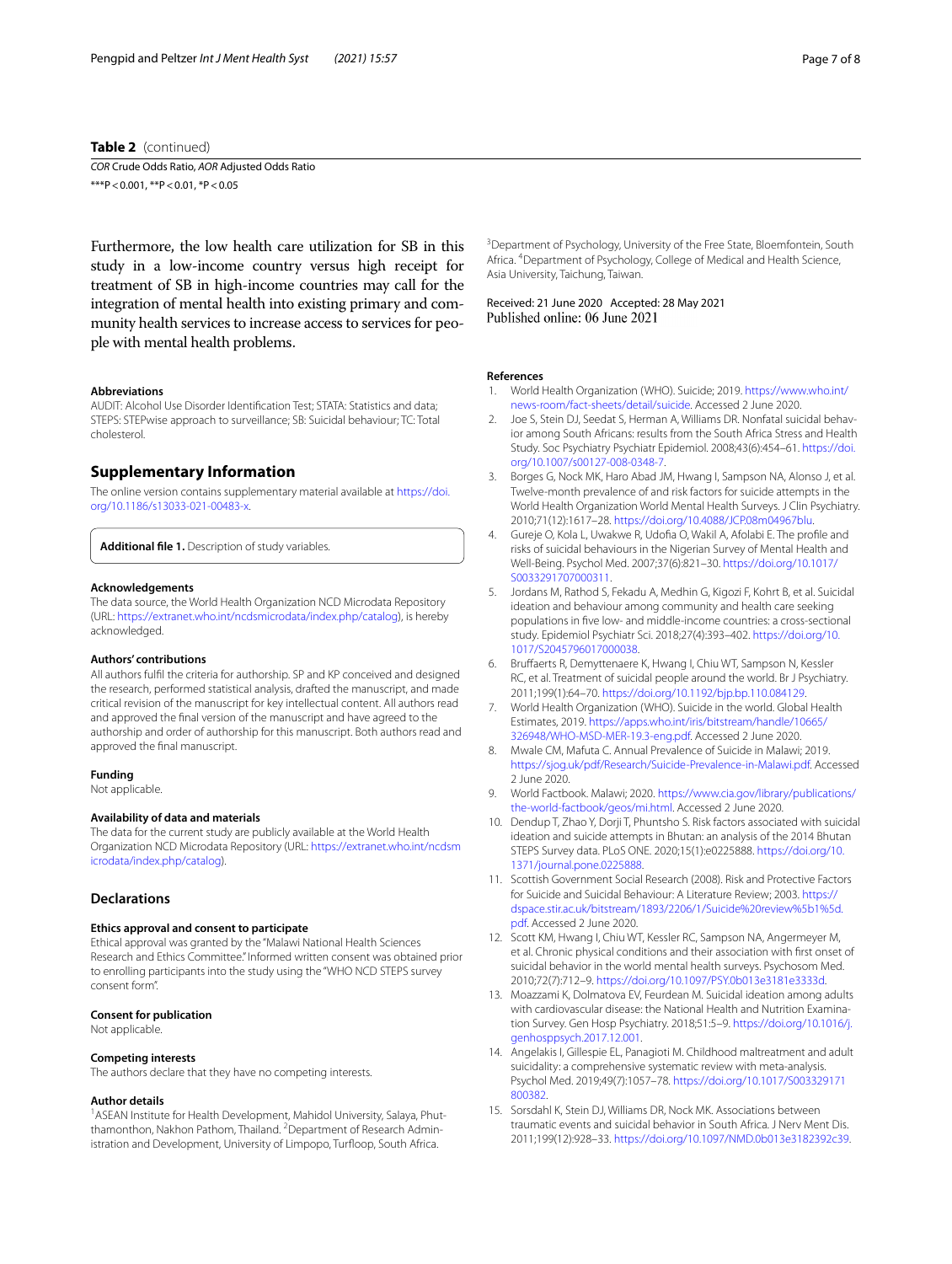**Table 2** (continued)

*COR* Crude Odds Ratio, *AOR* Adjusted Odds Ratio

***P < 0.001, **P < 0.01, *P < 0.05

Furthermore, the low health care utilization for SB in this study in a low-income country versus high receipt for treatment of SB in high-income countries may call for the integration of mental health into existing primary and community health services to increase access to services for people with mental health problems.

#### Abbreviations

AUDIT: Alcohol Use Disorder Identification Test; STATA: Statistics and data; STEPS: STEPwise approach to surveillance; SB: Suicidal behaviour; TC: Total cholesterol.

## Supplementary Information

The online version contains supplementary material available at https://doi.org/10.1186/s13033-021-00483-x.

**Additional file 1.** Description of study variables.

#### Acknowledgements

The data source, the World Health Organization NCD Microdata Repository (URL: https://extranet.who.int/ncdsmicrodata/index.php/catalog), is hereby acknowledged.

#### Authors' contributions

All authors fulfil the criteria for authorship. SP and KP conceived and designed the research, performed statistical analysis, drafted the manuscript, and made critical revision of the manuscript for key intellectual content. All authors read and approved the final version of the manuscript and have agreed to the authorship and order of authorship for this manuscript. Both authors read and approved the final manuscript.

#### Funding

Not applicable.

#### Availability of data and materials

The data for the current study are publicly available at the World Health Organization NCD Microdata Repository (URL: https://extranet.who.int/ncdsmicrodata/index.php/catalog).

## Declarations

#### Ethics approval and consent to participate

Ethical approval was granted by the "Malawi National Health Sciences Research and Ethics Committee." Informed written consent was obtained prior to enrolling participants into the study using the "WHO NCD STEPS survey consent form".

#### Consent for publication

Not applicable.

#### Competing interests

The authors declare that they have no competing interests.

#### Author details

[1]ASEAN Institute for Health Development, Mahidol University, Salaya, Phutthamonthon, Nakhon Pathom, Thailand. [2]Department of Research Administration and Development, University of Limpopo, Turfloop, South Africa. [3]Department of Psychology, University of the Free State, Bloemfontein, South Africa. [4]Department of Psychology, College of Medical and Health Science, Asia University, Taichung, Taiwan.

Received: 21 June 2020 Accepted: 28 May 2021
Published online: 06 June 2021

#### References

1. World Health Organization (WHO). Suicide; 2019. https://www.who.int/news-room/fact-sheets/detail/suicide. Accessed 2 June 2020.
2. Joe S, Stein DJ, Seedat S, Herman A, Williams DR. Nonfatal suicidal behavior among South Africans: results from the South Africa Stress and Health Study. Soc Psychiatry Psychiatr Epidemiol. 2008;43(6):454–61. https://doi.org/10.1007/s00127-008-0348-7.
3. Borges G, Nock MK, Haro Abad JM, Hwang I, Sampson NA, Alonso J, et al. Twelve-month prevalence of and risk factors for suicide attempts in the World Health Organization World Mental Health Surveys. J Clin Psychiatry. 2010;71(12):1617–28. https://doi.org/10.4088/JCP.08m04967blu.
4. Gureje O, Kola L, Uwakwe R, Udofia O, Wakil A, Afolabi E. The profile and risks of suicidal behaviours in the Nigerian Survey of Mental Health and Well-Being. Psychol Med. 2007;37(6):821–30. https://doi.org/10.1017/S0033291707000311.
5. Jordans M, Rathod S, Fekadu A, Medhin G, Kigozi F, Kohrt B, et al. Suicidal ideation and behaviour among community and health care seeking populations in five low- and middle-income countries: a cross-sectional study. Epidemiol Psychiatr Sci. 2018;27(4):393–402. https://doi.org/10.1017/S2045796017000038.
6. Bruffaerts R, Demyttenaere K, Hwang I, Chiu WT, Sampson N, Kessler RC, et al. Treatment of suicidal people around the world. Br J Psychiatry. 2011;199(1):64–70. https://doi.org/10.1192/bjp.bp.110.084129.
7. World Health Organization (WHO). Suicide in the world. Global Health Estimates, 2019. https://apps.who.int/iris/bitstream/handle/10665/326948/WHO-MSD-MER-19.3-eng.pdf. Accessed 2 June 2020.
8. Mwale CM, Mafuta C. Annual Prevalence of Suicide in Malawi; 2019. https://sjog.uk/pdf/Research/Suicide-Prevalence-in-Malawi.pdf. Accessed 2 June 2020.
9. World Factbook. Malawi; 2020. https://www.cia.gov/library/publications/the-world-factbook/geos/mi.html. Accessed 2 June 2020.
10. Dendup T, Zhao Y, Dorji T, Phuntsho S. Risk factors associated with suicidal ideation and suicide attempts in Bhutan: an analysis of the 2014 Bhutan STEPS Survey data. PLoS ONE. 2020;15(1):e0225888. https://doi.org/10.1371/journal.pone.0225888.
11. Scottish Government Social Research (2008). Risk and Protective Factors for Suicide and Suicidal Behaviour: A Literature Review; 2003. https://dspace.stir.ac.uk/bitstream/1893/2206/1/Suicide%20review%5b1%5d.pdf. Accessed 2 June 2020.
12. Scott KM, Hwang I, Chiu WT, Kessler RC, Sampson NA, Angermeyer M, et al. Chronic physical conditions and their association with first onset of suicidal behavior in the world mental health surveys. Psychosom Med. 2010;72(7):712–9. https://doi.org/10.1097/PSY.0b013e3181e3333d.
13. Moazzami K, Dolmatova EV, Feurdean M. Suicidal ideation among adults with cardiovascular disease: the National Health and Nutrition Examination Survey. Gen Hosp Psychiatry. 2018;51:5–9. https://doi.org/10.1016/j.genhosppsych.2017.12.001.
14. Angelakis I, Gillespie EL, Panagioti M. Childhood maltreatment and adult suicidality: a comprehensive systematic review with meta-analysis. Psychol Med. 2019;49(7):1057–78. https://doi.org/10.1017/S0033291718000382.
15. Sorsdahl K, Stein DJ, Williams DR, Nock MK. Associations between traumatic events and suicidal behavior in South Africa. J Nerv Ment Dis. 2011;199(12):928–33. https://doi.org/10.1097/NMD.0b013e3182392c39.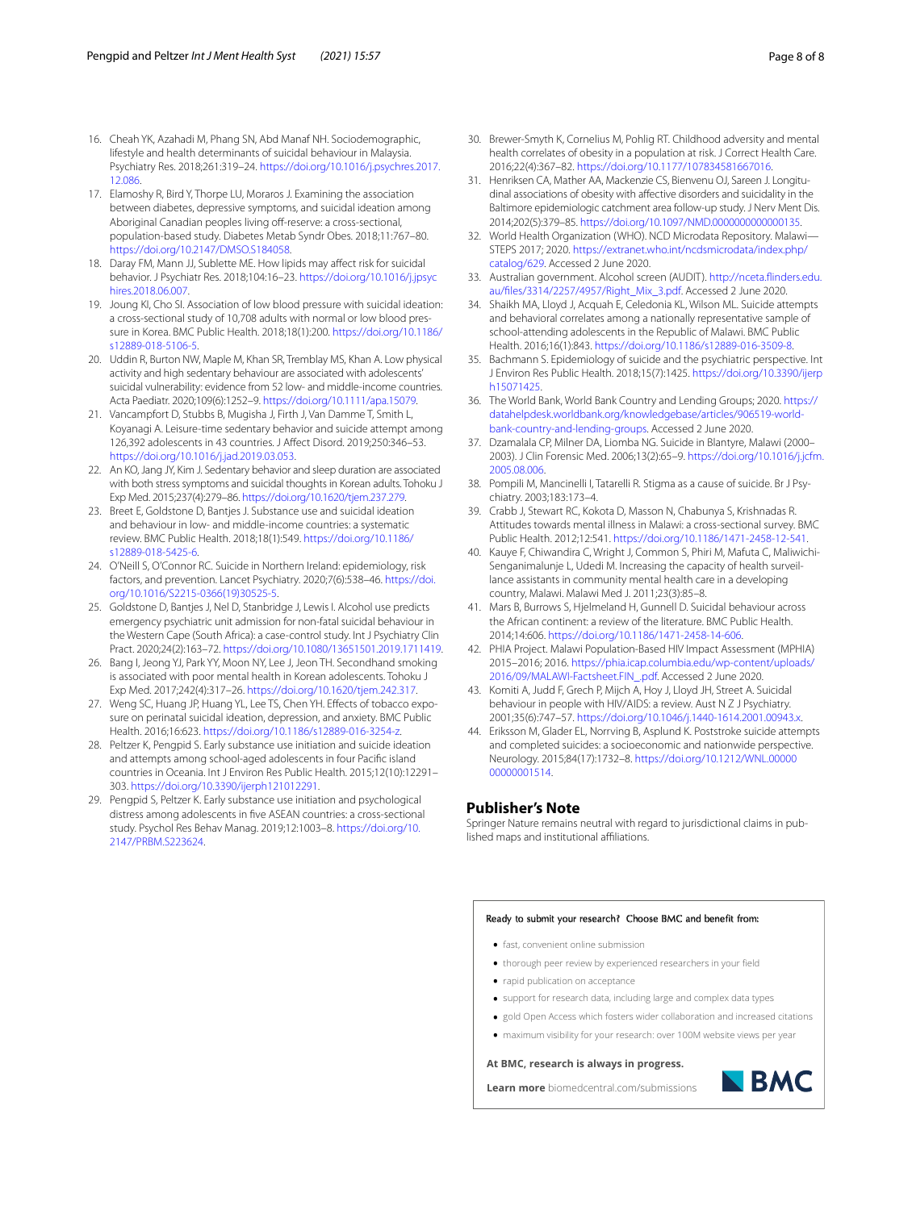16. Cheah YK, Azahadi M, Phang SN, Abd Manaf NH. Sociodemographic, lifestyle and health determinants of suicidal behaviour in Malaysia. Psychiatry Res. 2018;261:319–24. https://doi.org/10.1016/j.psychres.2017.12.086.
17. Elamoshy R, Bird Y, Thorpe LU, Moraros J. Examining the association between diabetes, depressive symptoms, and suicidal ideation among Aboriginal Canadian peoples living off-reserve: a cross-sectional, population-based study. Diabetes Metab Syndr Obes. 2018;11:767–80. https://doi.org/10.2147/DMSO.S184058.
18. Daray FM, Mann JJ, Sublette ME. How lipids may affect risk for suicidal behavior. J Psychiatr Res. 2018;104:16–23. https://doi.org/10.1016/j.jpsychires.2018.06.007.
19. Joung KI, Cho SI. Association of low blood pressure with suicidal ideation: a cross-sectional study of 10,708 adults with normal or low blood pressure in Korea. BMC Public Health. 2018;18(1):200. https://doi.org/10.1186/s12889-018-5106-5.
20. Uddin R, Burton NW, Maple M, Khan SR, Tremblay MS, Khan A. Low physical activity and high sedentary behaviour are associated with adolescents' suicidal vulnerability: evidence from 52 low- and middle-income countries. Acta Paediatr. 2020;109(6):1252–9. https://doi.org/10.1111/apa.15079.
21. Vancampfort D, Stubbs B, Mugisha J, Firth J, Van Damme T, Smith L, Koyanagi A. Leisure-time sedentary behavior and suicide attempt among 126,392 adolescents in 43 countries. J Affect Disord. 2019;250:346–53. https://doi.org/10.1016/j.jad.2019.03.053.
22. An KO, Jang JY, Kim J. Sedentary behavior and sleep duration are associated with both stress symptoms and suicidal thoughts in Korean adults. Tohoku J Exp Med. 2015;237(4):279–86. https://doi.org/10.1620/tjem.237.279.
23. Breet E, Goldstone D, Bantjes J. Substance use and suicidal ideation and behaviour in low- and middle-income countries: a systematic review. BMC Public Health. 2018;18(1):549. https://doi.org/10.1186/s12889-018-5425-6.
24. O'Neill S, O'Connor RC. Suicide in Northern Ireland: epidemiology, risk factors, and prevention. Lancet Psychiatry. 2020;7(6):538–46. https://doi.org/10.1016/S2215-0366(19)30525-5.
25. Goldstone D, Bantjes J, Nel D, Stanbridge J, Lewis I. Alcohol use predicts emergency psychiatric unit admission for non-fatal suicidal behaviour in the Western Cape (South Africa): a case-control study. Int J Psychiatry Clin Pract. 2020;24(2):163–72. https://doi.org/10.1080/13651501.2019.1711419.
26. Bang I, Jeong YJ, Park YY, Moon NY, Lee J, Jeon TH. Secondhand smoking is associated with poor mental health in Korean adolescents. Tohoku J Exp Med. 2017;242(4):317–26. https://doi.org/10.1620/tjem.242.317.
27. Weng SC, Huang JP, Huang YL, Lee TS, Chen YH. Effects of tobacco exposure on perinatal suicidal ideation, depression, and anxiety. BMC Public Health. 2016;16:623. https://doi.org/10.1186/s12889-016-3254-z.
28. Peltzer K, Pengpid S. Early substance use initiation and suicide ideation and attempts among school-aged adolescents in four Pacific island countries in Oceania. Int J Environ Res Public Health. 2015;12(10):12291–303. https://doi.org/10.3390/ijerph121012291.
29. Pengpid S, Peltzer K. Early substance use initiation and psychological distress among adolescents in five ASEAN countries: a cross-sectional study. Psychol Res Behav Manag. 2019;12:1003–8. https://doi.org/10.2147/PRBM.S223624.
30. Brewer-Smyth K, Cornelius M, Pohlig RT. Childhood adversity and mental health correlates of obesity in a population at risk. J Correct Health Care. 2016;22(4):367–82. https://doi.org/10.1177/1078345816670161.
31. Henriksen CA, Mather AA, Mackenzie CS, Bienvenu OJ, Sareen J. Longitudinal associations of obesity with affective disorders and suicidality in the Baltimore epidemiologic catchment area follow-up study. J Nerv Ment Dis. 2014;202(5):379–85. https://doi.org/10.1097/NMD.0000000000000135.
32. World Health Organization (WHO). NCD Microdata Repository. Malawi—STEPS 2017; 2020. https://extranet.who.int/ncdsmicrodata/index.php/catalog/629. Accessed 2 June 2020.
33. Australian government. Alcohol screen (AUDIT). http://nceta.flinders.edu.au/files/3314/2257/4957/Right_Mix_3.pdf. Accessed 2 June 2020.
34. Shaikh MA, Lloyd J, Acquah E, Celedonia KL, Wilson ML. Suicide attempts and behavioral correlates among a nationally representative sample of school-attending adolescents in the Republic of Malawi. BMC Public Health. 2016;16(1):843. https://doi.org/10.1186/s12889-016-3509-8.
35. Bachmann S. Epidemiology of suicide and the psychiatric perspective. Int J Environ Res Public Health. 2018;15(7):1425. https://doi.org/10.3390/ijerph15071425.
36. The World Bank, World Bank Country and Lending Groups; 2020. https://datahelpdesk.worldbank.org/knowledgebase/articles/906519-world-bank-country-and-lending-groups. Accessed 2 June 2020.
37. Dzamalala CP, Milner DA, Liomba NG. Suicide in Blantyre, Malawi (2000–2003). J Clin Forensic Med. 2006;13(2):65–9. https://doi.org/10.1016/j.jcfm.2005.08.006.
38. Pompili M, Mancinelli I, Tatarelli R. Stigma as a cause of suicide. Br J Psychiatry. 2003;183:173–4.
39. Crabb J, Stewart RC, Kokota D, Masson N, Chabunya S, Krishnadas R. Attitudes towards mental illness in Malawi: a cross-sectional survey. BMC Public Health. 2012;12:541. https://doi.org/10.1186/1471-2458-12-541.
40. Kauye F, Chiwandira C, Wright J, Common S, Phiri M, Mafuta C, Maliwichi-Senganimalunje L, Udedi M. Increasing the capacity of health surveillance assistants in community mental health care in a developing country, Malawi. Malawi Med J. 2011;23(3):85–8.
41. Mars B, Burrows S, Hjelmeland H, Gunnell D. Suicidal behaviour across the African continent: a review of the literature. BMC Public Health. 2014;14:606. https://doi.org/10.1186/1471-2458-14-606.
42. PHIA Project. Malawi Population-Based HIV Impact Assessment (MPHIA) 2015–2016; 2016. https://phia.icap.columbia.edu/wp-content/uploads/2016/09/MALAWI-Factsheet.FIN_.pdf. Accessed 2 June 2020.
43. Komiti A, Judd F, Grech P, Mijch A, Hoy J, Lloyd JH, Street A. Suicidal behaviour in people with HIV/AIDS: a review. Aust N Z J Psychiatry. 2001;35(6):747–57. https://doi.org/10.1046/j.1440-1614.2001.00943.x.
44. Eriksson M, Glader EL, Norrving B, Asplund K. Poststroke suicide attempts and completed suicides: a socioeconomic and nationwide perspective. Neurology. 2015;84(17):1732–8. https://doi.org/10.1212/WNL.0000000000001514.

## Publisher's Note

Springer Nature remains neutral with regard to jurisdictional claims in published maps and institutional affiliations.

Ready to submit your research? Choose BMC and benefit from:

- fast, convenient online submission
- thorough peer review by experienced researchers in your field
- rapid publication on acceptance
- support for research data, including large and complex data types
- gold Open Access which fosters wider collaboration and increased citations
- maximum visibility for your research: over 100M website views per year

**At BMC, research is always in progress.**

**Learn more** biomedcentral.com/submissions